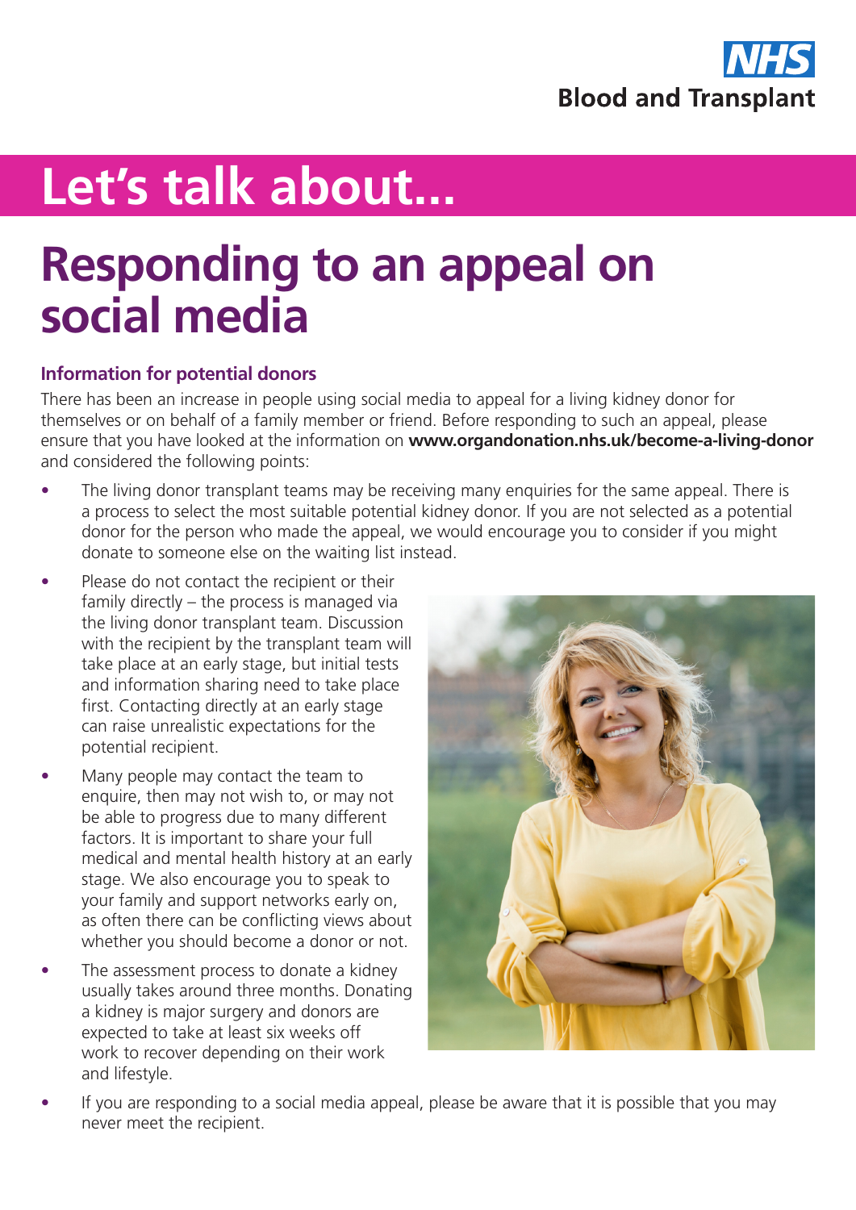NHS Blood and Transplant

# Let's talk about...

# Responding to an appeal on social media

### Information for potential donors

There has been an increase in people using social media to appeal for a living kidney donor for themselves or on behalf of a family member or friend. Before responding to such an appeal, please ensure that you have looked at the information on **www.organdonation.nhs.uk/become-a-living-donor** and considered the following points:

- The living donor transplant teams may be receiving many enquiries for the same appeal. There is a process to select the most suitable potential kidney donor. If you are not selected as a potential donor for the person who made the appeal, we would encourage you to consider if you might donate to someone else on the waiting list instead.
- Please do not contact the recipient or their family directly – the process is managed via the living donor transplant team. Discussion with the recipient by the transplant team will take place at an early stage, but initial tests and information sharing need to take place first. Contacting directly at an early stage can raise unrealistic expectations for the potential recipient.
- Many people may contact the team to enquire, then may not wish to, or may not be able to progress due to many different factors. It is important to share your full medical and mental health history at an early stage. We also encourage you to speak to your family and support networks early on, as often there can be conflicting views about whether you should become a donor or not.
- The assessment process to donate a kidney usually takes around three months. Donating a kidney is major surgery and donors are expected to take at least six weeks off work to recover depending on their work and lifestyle.
- If you are responding to a social media appeal, please be aware that it is possible that you may never meet the recipient.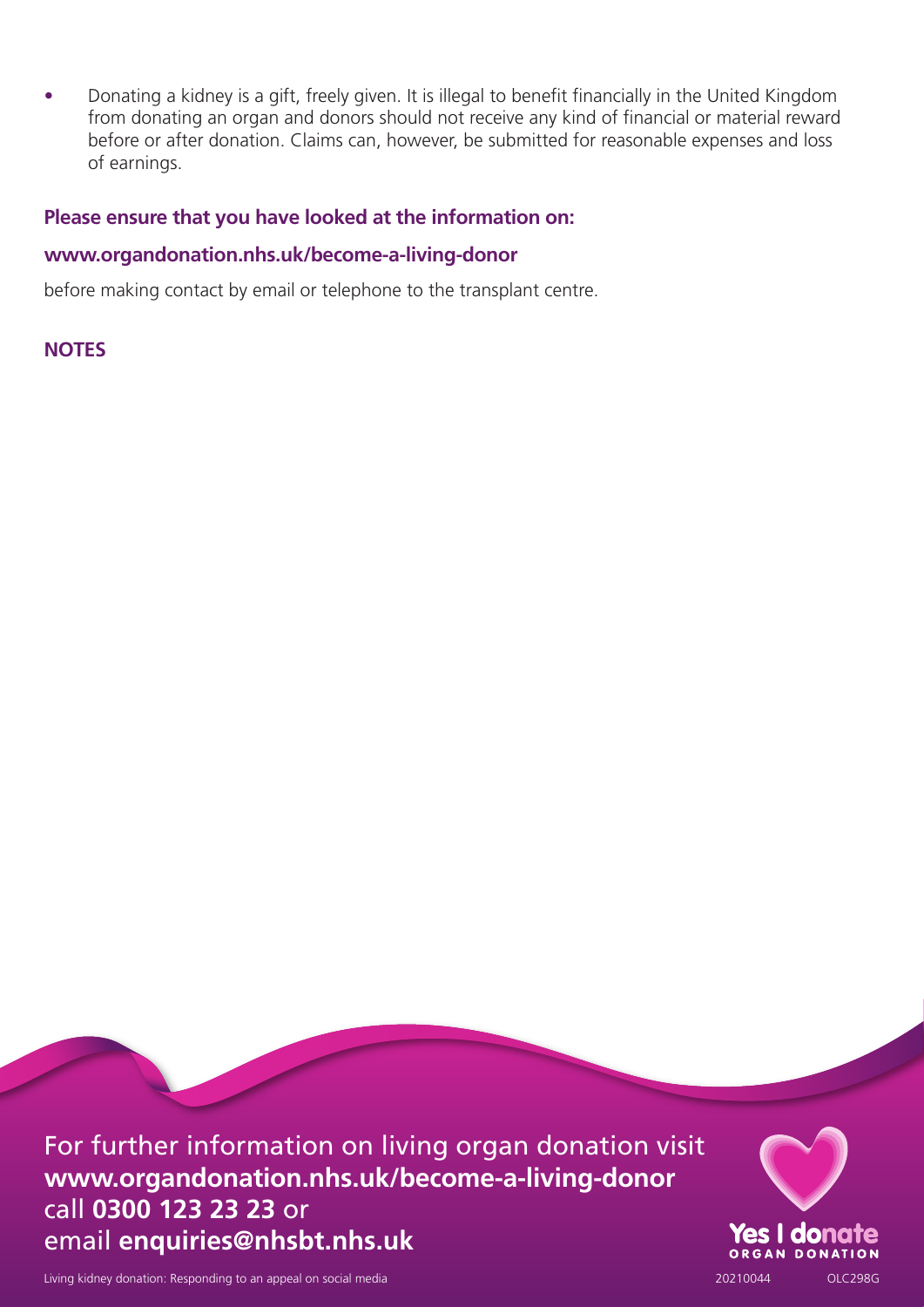- Donating a kidney is a gift, freely given. It is illegal to benefit financially in the United Kingdom from donating an organ and donors should not receive any kind of financial or material reward before or after donation. Claims can, however, be submitted for reasonable expenses and loss of earnings.

**Please ensure that you have looked at the information on:**

**www.organdonation.nhs.uk/become-a-living-donor**

before making contact by email or telephone to the transplant centre.

**NOTES**

For further information on living organ donation visit **www.organdonation.nhs.uk/become-a-living-donor** call **0300 123 23 23** or email **enquiries@nhsbt.nhs.uk**

Yes I donate
ORGAN DONATION

Living kidney donation: Responding to an appeal on social media 20210044 OLC298G